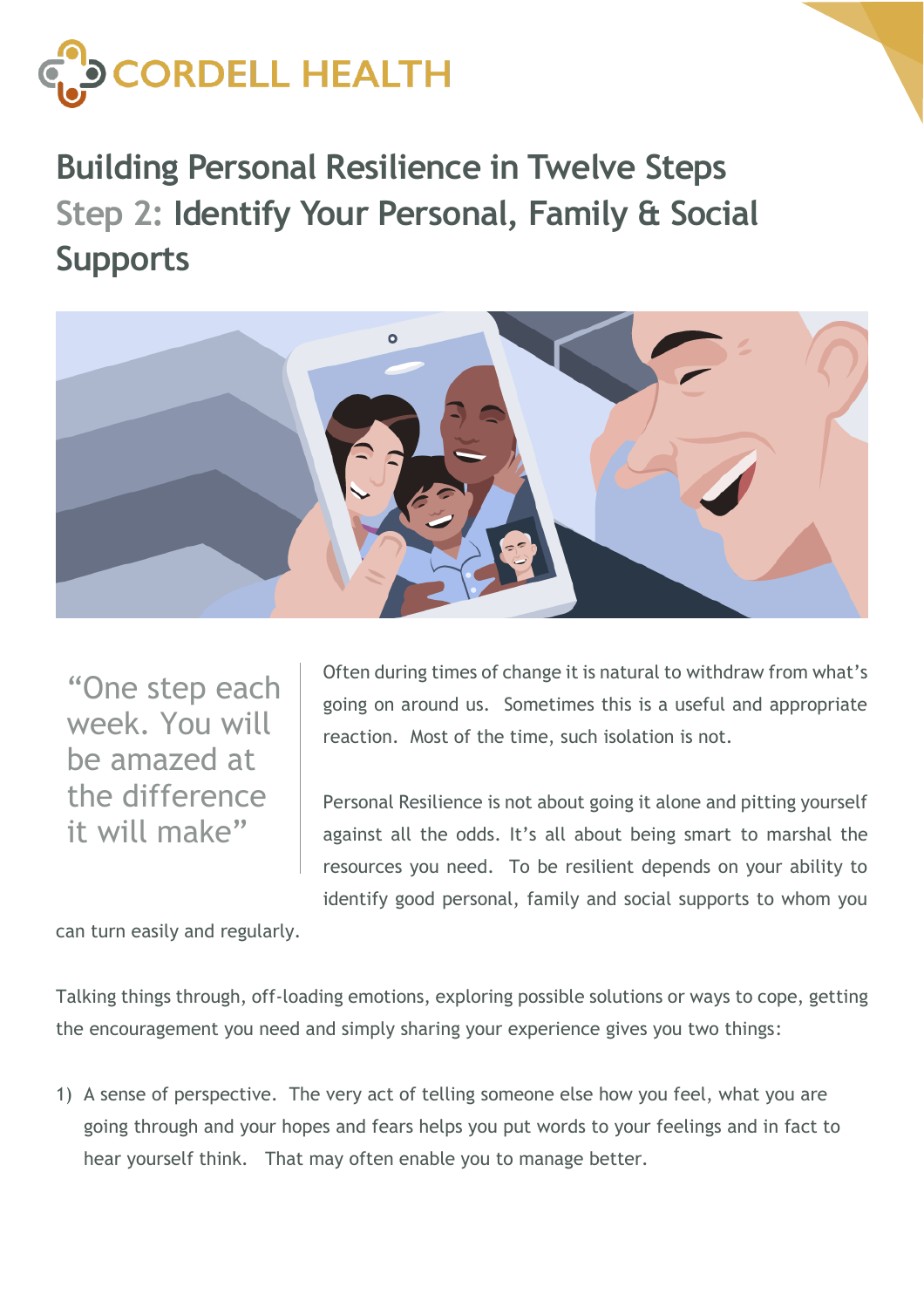CORDELL HEALTH

# Building Personal Resilience in Twelve Steps

## Step 2: Identify Your Personal, Family & Social Supports

> "One step each week. You will be amazed at the difference it will make"

Often during times of change it is natural to withdraw from what's going on around us. Sometimes this is a useful and appropriate reaction. Most of the time, such isolation is not.

Personal Resilience is not about going it alone and pitting yourself against all the odds. It's all about being smart to marshal the resources you need. To be resilient depends on your ability to identify good personal, family and social supports to whom you can turn easily and regularly.

Talking things through, off-loading emotions, exploring possible solutions or ways to cope, getting the encouragement you need and simply sharing your experience gives you two things:

1) A sense of perspective. The very act of telling someone else how you feel, what you are going through and your hopes and fears helps you put words to your feelings and in fact to hear yourself think. That may often enable you to manage better.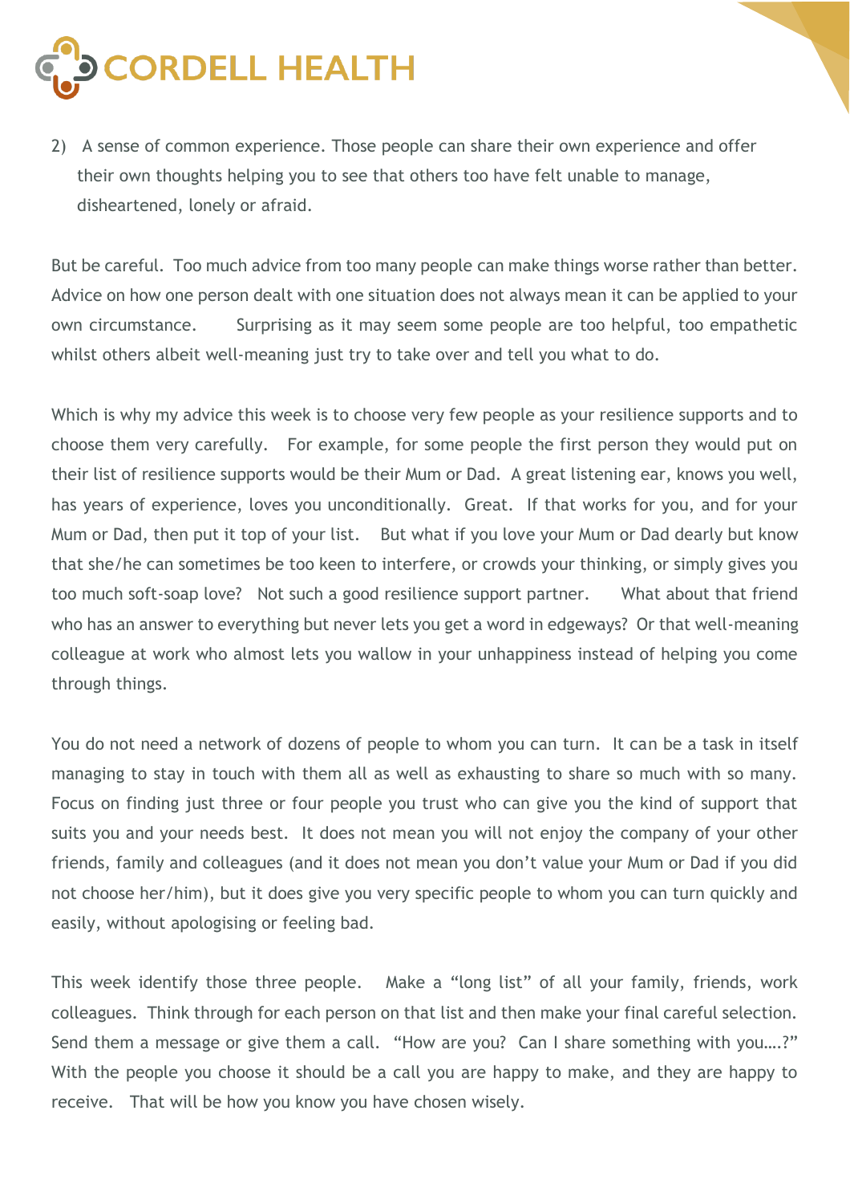2) A sense of common experience. Those people can share their own experience and offer their own thoughts helping you to see that others too have felt unable to manage, disheartened, lonely or afraid.

But be careful. Too much advice from too many people can make things worse rather than better. Advice on how one person dealt with one situation does not always mean it can be applied to your own circumstance. Surprising as it may seem some people are too helpful, too empathetic whilst others albeit well-meaning just try to take over and tell you what to do.

Which is why my advice this week is to choose very few people as your resilience supports and to choose them very carefully. For example, for some people the first person they would put on their list of resilience supports would be their Mum or Dad. A great listening ear, knows you well, has years of experience, loves you unconditionally. Great. If that works for you, and for your Mum or Dad, then put it top of your list. But what if you love your Mum or Dad dearly but know that she/he can sometimes be too keen to interfere, or crowds your thinking, or simply gives you too much soft-soap love? Not such a good resilience support partner. What about that friend who has an answer to everything but never lets you get a word in edgeways? Or that well-meaning colleague at work who almost lets you wallow in your unhappiness instead of helping you come through things.

You do not need a network of dozens of people to whom you can turn. It can be a task in itself managing to stay in touch with them all as well as exhausting to share so much with so many. Focus on finding just three or four people you trust who can give you the kind of support that suits you and your needs best. It does not mean you will not enjoy the company of your other friends, family and colleagues (and it does not mean you don't value your Mum or Dad if you did not choose her/him), but it does give you very specific people to whom you can turn quickly and easily, without apologising or feeling bad.

This week identify those three people. Make a "long list" of all your family, friends, work colleagues. Think through for each person on that list and then make your final careful selection. Send them a message or give them a call. "How are you? Can I share something with you….?" With the people you choose it should be a call you are happy to make, and they are happy to receive. That will be how you know you have chosen wisely.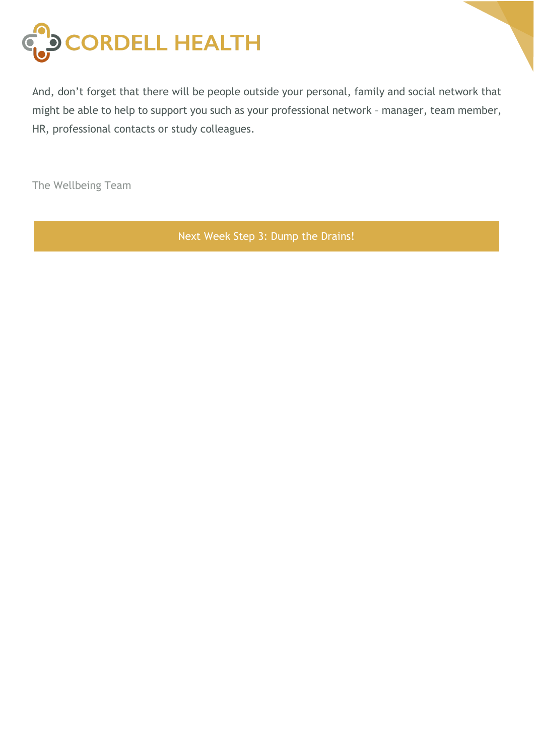And, don’t forget that there will be people outside your personal, family and social network that might be able to help to support you such as your professional network – manager, team member, HR, professional contacts or study colleagues.

The Wellbeing Team

Next Week Step 3: Dump the Drains!